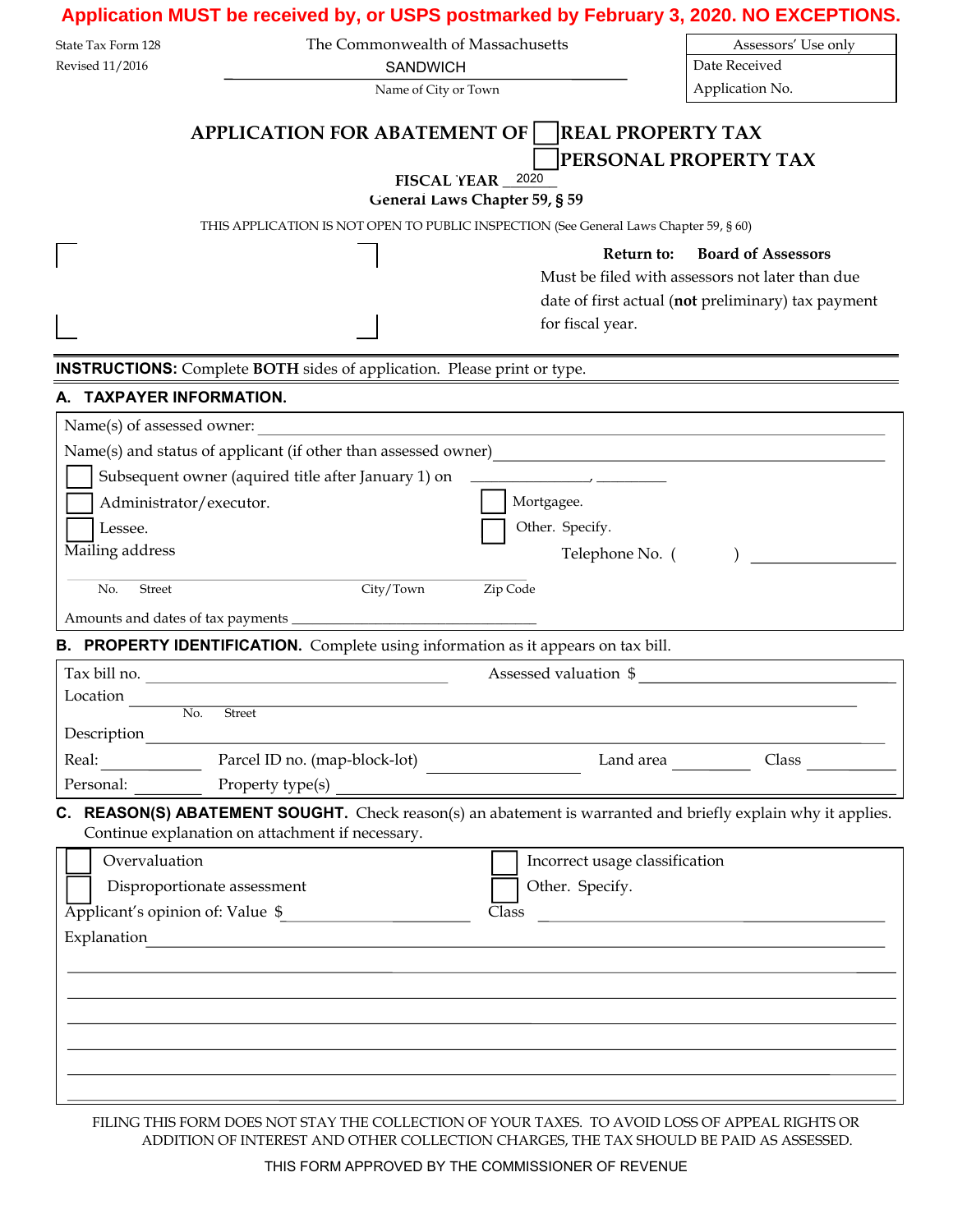**Application MUST be received by, or USPS postmarked by February 3, 2020. NO EXCEPTIONS.**

State Tax Form 128
Revised 11/2016

The Commonwealth of Massachusetts
SANDWICH
Name of City or Town

| Assessors' Use only |
|---|
| Date Received |
| Application No. |

# APPLICATION FOR ABATEMENT OF ☐ REAL PROPERTY TAX ☐ PERSONAL PROPERTY TAX

**FISCAL YEAR** 2020
**General Laws Chapter 59, § 59**

THIS APPLICATION IS NOT OPEN TO PUBLIC INSPECTION (See General Laws Chapter 59, § 60)

**Return to: Board of Assessors**
Must be filed with assessors not later than due date of first actual (**not** preliminary) tax payment for fiscal year.

**INSTRUCTIONS:** Complete **BOTH** sides of application. Please print or type.

## A. TAXPAYER INFORMATION.

Name(s) of assessed owner: ____________________

Name(s) and status of applicant (if other than assessed owner) ____________________

☐ Subsequent owner (aquired title after January 1) on ________, ______

☐ Administrator/executor.

☐ Mortgagee.

☐ Lessee.

☐ Other. Specify.

Mailing address ____________________ Telephone No. (     ) ____________

No. Street City/Town Zip Code

Amounts and dates of tax payments ____________________

## B. PROPERTY IDENTIFICATION. Complete using information as it appears on tax bill.

Tax bill no. ____________ Assessed valuation $ ____________

Location ____________________
No. Street

Description ____________________

Real: ________ Parcel ID no. (map-block-lot) ________ Land area ________ Class ________

Personal: ________ Property type(s) ________

## C. REASON(S) ABATEMENT SOUGHT. Check reason(s) an abatement is warranted and briefly explain why it applies. Continue explanation on attachment if necessary.

☐ Overvaluation

☐ Incorrect usage classification

☐ Disproportionate assessment

☐ Other. Specify.

Applicant's opinion of: Value $ ____________ Class ____________

Explanation ____________________

FILING THIS FORM DOES NOT STAY THE COLLECTION OF YOUR TAXES. TO AVOID LOSS OF APPEAL RIGHTS OR ADDITION OF INTEREST AND OTHER COLLECTION CHARGES, THE TAX SHOULD BE PAID AS ASSESSED.

THIS FORM APPROVED BY THE COMMISSIONER OF REVENUE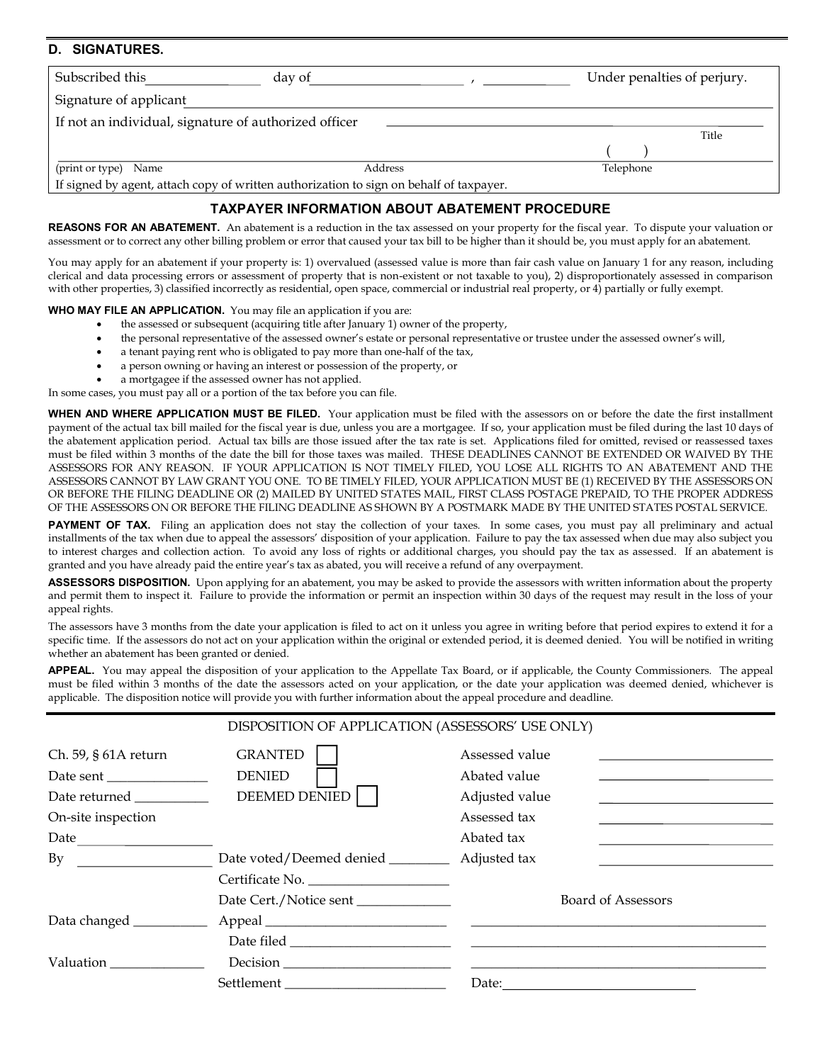## D. SIGNATURES.

Subscribed this _______________ day of ______________________ , ____________ Under penalties of perjury.

Signature of applicant ______________________________________________________________________

If not an individual, signature of authorized officer ____________________________________________ Title

___________________________________________________________________________ (    ) ____________

(print or type) Name                                   Address                                   Telephone

If signed by agent, attach copy of written authorization to sign on behalf of taxpayer.

### TAXPAYER INFORMATION ABOUT ABATEMENT PROCEDURE

**REASONS FOR AN ABATEMENT.** An abatement is a reduction in the tax assessed on your property for the fiscal year. To dispute your valuation or assessment or to correct any other billing problem or error that caused your tax bill to be higher than it should be, you must apply for an abatement.

You may apply for an abatement if your property is: 1) overvalued (assessed value is more than fair cash value on January 1 for any reason, including clerical and data processing errors or assessment of property that is non-existent or not taxable to you), 2) disproportionately assessed in comparison with other properties, 3) classified incorrectly as residential, open space, commercial or industrial real property, or 4) partially or fully exempt.

**WHO MAY FILE AN APPLICATION.** You may file an application if you are:

- the assessed or subsequent (acquiring title after January 1) owner of the property,
- the personal representative of the assessed owner's estate or personal representative or trustee under the assessed owner's will,
- a tenant paying rent who is obligated to pay more than one-half of the tax,
- a person owning or having an interest or possession of the property, or
- a mortgagee if the assessed owner has not applied.

In some cases, you must pay all or a portion of the tax before you can file.

**WHEN AND WHERE APPLICATION MUST BE FILED.** Your application must be filed with the assessors on or before the date the first installment payment of the actual tax bill mailed for the fiscal year is due, unless you are a mortgagee. If so, your application must be filed during the last 10 days of the abatement application period. Actual tax bills are those issued after the tax rate is set. Applications filed for omitted, revised or reassessed taxes must be filed within 3 months of the date the bill for those taxes was mailed. THESE DEADLINES CANNOT BE EXTENDED OR WAIVED BY THE ASSESSORS FOR ANY REASON. IF YOUR APPLICATION IS NOT TIMELY FILED, YOU LOSE ALL RIGHTS TO AN ABATEMENT AND THE ASSESSORS CANNOT BY LAW GRANT YOU ONE. TO BE TIMELY FILED, YOUR APPLICATION MUST BE (1) RECEIVED BY THE ASSESSORS ON OR BEFORE THE FILING DEADLINE OR (2) MAILED BY UNITED STATES MAIL, FIRST CLASS POSTAGE PREPAID, TO THE PROPER ADDRESS OF THE ASSESSORS ON OR BEFORE THE FILING DEADLINE AS SHOWN BY A POSTMARK MADE BY THE UNITED STATES POSTAL SERVICE.

**PAYMENT OF TAX.** Filing an application does not stay the collection of your taxes. In some cases, you must pay all preliminary and actual installments of the tax when due to appeal the assessors' disposition of your application. Failure to pay the tax assessed when due may also subject you to interest charges and collection action. To avoid any loss of rights or additional charges, you should pay the tax as assessed. If an abatement is granted and you have already paid the entire year's tax as abated, you will receive a refund of any overpayment.

**ASSESSORS DISPOSITION.** Upon applying for an abatement, you may be asked to provide the assessors with written information about the property and permit them to inspect it. Failure to provide the information or permit an inspection within 30 days of the request may result in the loss of your appeal rights.

The assessors have 3 months from the date your application is filed to act on it unless you agree in writing before that period expires to extend it for a specific time. If the assessors do not act on your application within the original or extended period, it is deemed denied. You will be notified in writing whether an abatement has been granted or denied.

**APPEAL.** You may appeal the disposition of your application to the Appellate Tax Board, or if applicable, the County Commissioners. The appeal must be filed within 3 months of the date the assessors acted on your application, or the date your application was deemed denied, whichever is applicable. The disposition notice will provide you with further information about the appeal procedure and deadline.

### DISPOSITION OF APPLICATION (ASSESSORS' USE ONLY)

| | | | |
|---|---|---|---|
| Ch. 59, § 61A return | GRANTED ☐ | Assessed value | ____________ |
| Date sent ________ | DENIED ☐ | Abated value | ____________ |
| Date returned ________ | DEEMED DENIED ☐ | Adjusted value | ____________ |
| On-site inspection | | Assessed tax | ____________ |
| Date ________ | | Abated tax | ____________ |
| By ________ | Date voted/Deemed denied ________ | Adjusted tax | ____________ |
| | Certificate No. ________ | | |
| | Date Cert./Notice sent ________ | Board of Assessors | |
| Data changed ________ | Appeal ________ | ____________ | |
| | Date filed ________ | ____________ | |
| Valuation ________ | Decision ________ | ____________ | |
| | Settlement ________ | Date: ________ | |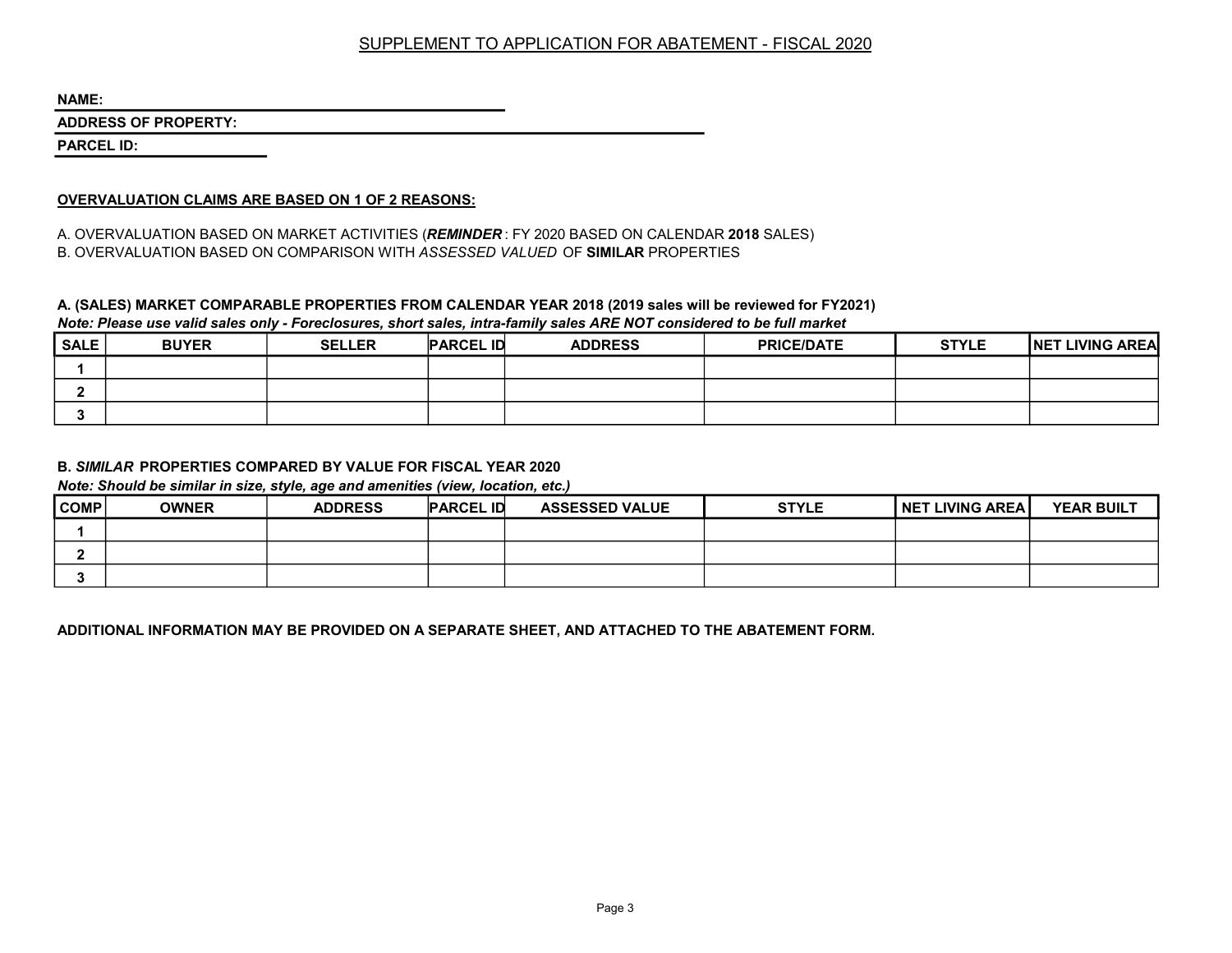# SUPPLEMENT TO APPLICATION FOR ABATEMENT - FISCAL 2020

**NAME:** ______________________________

**ADDRESS OF PROPERTY:** ______________________________

**PARCEL ID:** ______________

**OVERVALUATION CLAIMS ARE BASED ON 1 OF 2 REASONS:**

A. OVERVALUATION BASED ON MARKET ACTIVITIES (***REMINDER***: FY 2020 BASED ON CALENDAR **2018** SALES)
B. OVERVALUATION BASED ON COMPARISON WITH *ASSESSED VALUED* OF **SIMILAR** PROPERTIES

**A. (SALES) MARKET COMPARABLE PROPERTIES FROM CALENDAR YEAR 2018 (2019 sales will be reviewed for FY2021)**
***Note: Please use valid sales only - Foreclosures, short sales, intra-family sales ARE NOT considered to be full market***

| SALE | BUYER | SELLER | PARCEL ID | ADDRESS | PRICE/DATE | STYLE | NET LIVING AREA |
|---|---|---|---|---|---|---|---|
| 1 | | | | | | | |
| 2 | | | | | | | |
| 3 | | | | | | | |

**B. *SIMILAR* PROPERTIES COMPARED BY VALUE FOR FISCAL YEAR 2020**
***Note: Should be similar in size, style, age and amenities (view, location, etc.)***

| COMP | OWNER | ADDRESS | PARCEL ID | ASSESSED VALUE | STYLE | NET LIVING AREA | YEAR BUILT |
|---|---|---|---|---|---|---|---|
| 1 | | | | | | | |
| 2 | | | | | | | |
| 3 | | | | | | | |

**ADDITIONAL INFORMATION MAY BE PROVIDED ON A SEPARATE SHEET, AND ATTACHED TO THE ABATEMENT FORM.**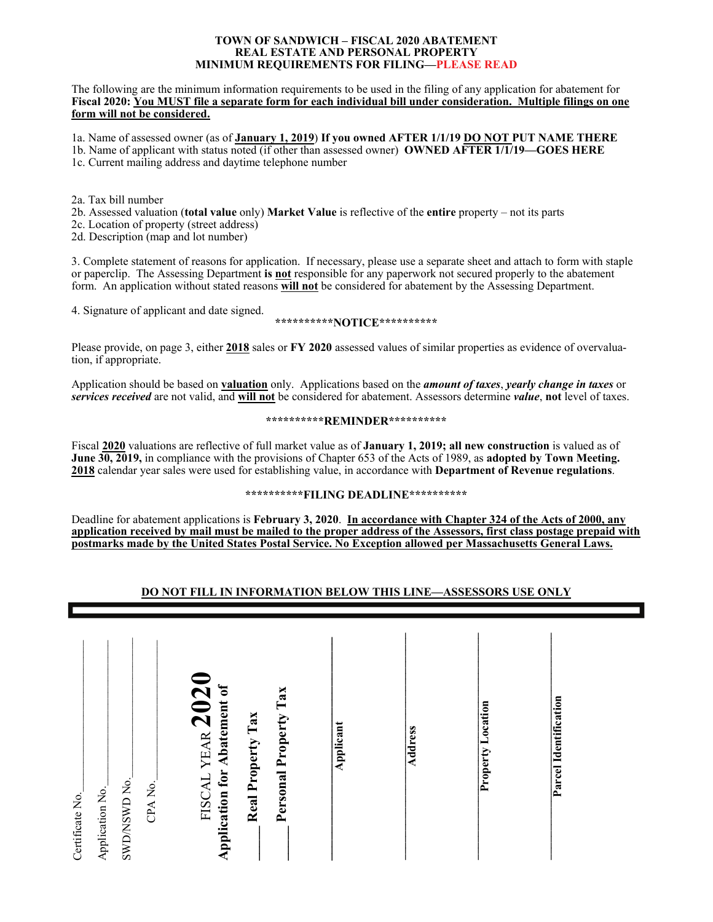**TOWN OF SANDWICH – FISCAL 2020 ABATEMENT**
**REAL ESTATE AND PERSONAL PROPERTY**
**MINIMUM REQUIREMENTS FOR FILING—PLEASE READ**

The following are the minimum information requirements to be used in the filing of any application for abatement for **Fiscal 2020: You MUST file a separate form for each individual bill under consideration. Multiple filings on one form will not be considered.**

1a. Name of assessed owner (as of **January 1, 2019**) **If you owned AFTER 1/1/19 DO NOT PUT NAME THERE**
1b. Name of applicant with status noted (if other than assessed owner) **OWNED AFTER 1/1/19—GOES HERE**
1c. Current mailing address and daytime telephone number

2a. Tax bill number
2b. Assessed valuation (**total value** only) **Market Value** is reflective of the **entire** property – not its parts
2c. Location of property (street address)
2d. Description (map and lot number)

3. Complete statement of reasons for application. If necessary, please use a separate sheet and attach to form with staple or paperclip. The Assessing Department **is not** responsible for any paperwork not secured properly to the abatement form. An application without stated reasons **will not** be considered for abatement by the Assessing Department.

4. Signature of applicant and date signed.

**\*\*\*\*\*\*\*\*\*\*NOTICE\*\*\*\*\*\*\*\*\*\***

Please provide, on page 3, either **2018** sales or **FY 2020** assessed values of similar properties as evidence of overvaluation, if appropriate.

Application should be based on **valuation** only. Applications based on the ***amount of taxes***, ***yearly change in taxes*** or ***services received*** are not valid, and **will not** be considered for abatement. Assessors determine ***value***, **not** level of taxes.

**\*\*\*\*\*\*\*\*\*\*REMINDER\*\*\*\*\*\*\*\*\*\***

Fiscal **2020** valuations are reflective of full market value as of **January 1, 2019; all new construction** is valued as of **June 30, 2019,** in compliance with the provisions of Chapter 653 of the Acts of 1989, as **adopted by Town Meeting. 2018** calendar year sales were used for establishing value, in accordance with **Department of Revenue regulations**.

**\*\*\*\*\*\*\*\*\*\*FILING DEADLINE\*\*\*\*\*\*\*\*\*\***

Deadline for abatement applications is **February 3, 2020**. **In accordance with Chapter 324 of the Acts of 2000, any application received by mail must be mailed to the proper address of the Assessors, first class postage prepaid with postmarks made by the United States Postal Service. No Exception allowed per Massachusetts General Laws.**

**DO NOT FILL IN INFORMATION BELOW THIS LINE—ASSESSORS USE ONLY**

Certificate No. ______

Application No. ______

SWD/NSWD No. ______

CPA No. ______

FISCAL YEAR **2020**
**Application for Abatement of**

____ **Real Property Tax**

____ **Personal Property Tax**

**Applicant** ______

**Address** ______

**Property Location** ______

**Parcel Identification** ______